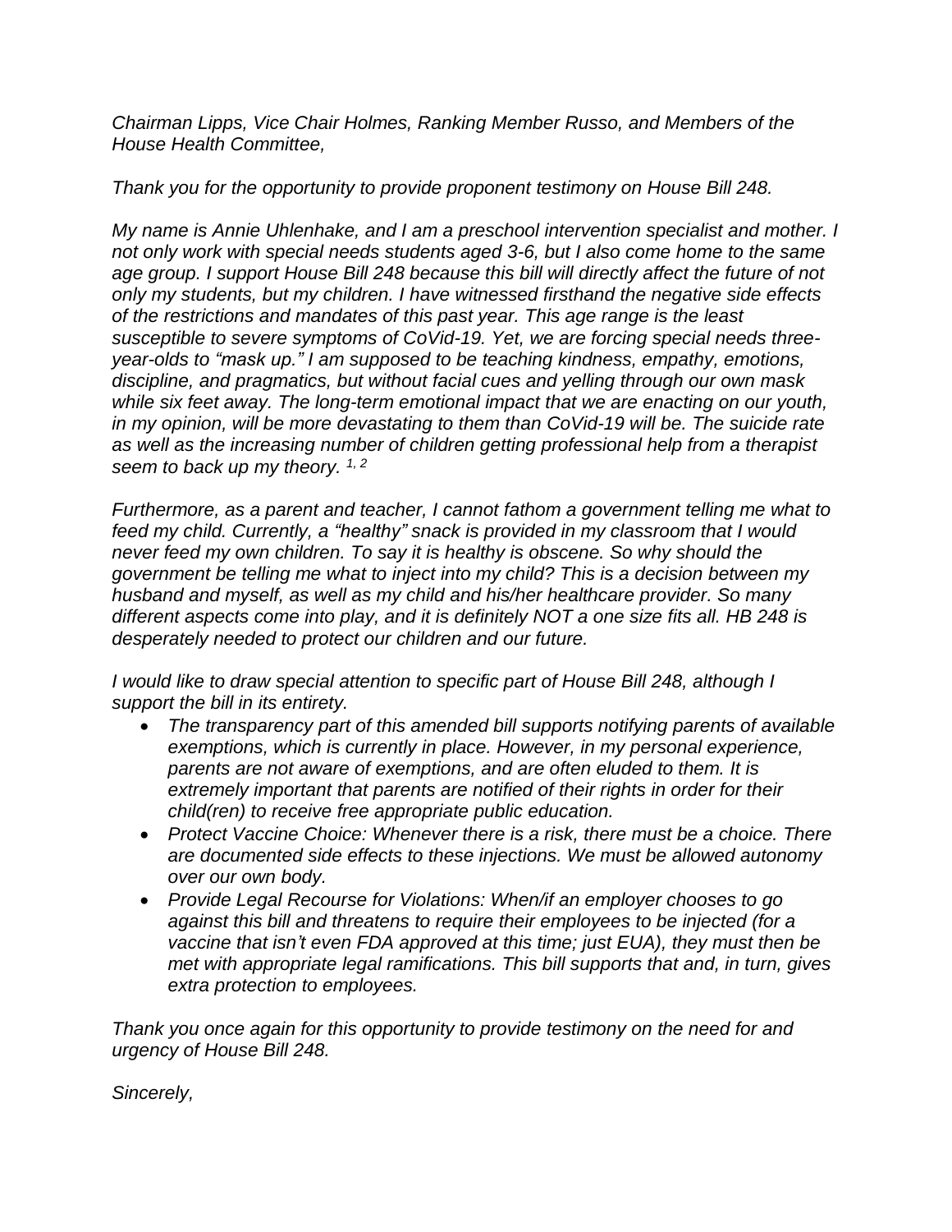*Chairman Lipps, Vice Chair Holmes, Ranking Member Russo, and Members of the House Health Committee,*

*Thank you for the opportunity to provide proponent testimony on House Bill 248.*

*My name is Annie Uhlenhake, and I am a preschool intervention specialist and mother. I not only work with special needs students aged 3-6, but I also come home to the same age group. I support House Bill 248 because this bill will directly affect the future of not only my students, but my children. I have witnessed firsthand the negative side effects of the restrictions and mandates of this past year. This age range is the least susceptible to severe symptoms of CoVid-19. Yet, we are forcing special needs three-year-olds to "mask up." I am supposed to be teaching kindness, empathy, emotions, discipline, and pragmatics, but without facial cues and yelling through our own mask while six feet away. The long-term emotional impact that we are enacting on our youth, in my opinion, will be more devastating to them than CoVid-19 will be. The suicide rate as well as the increasing number of children getting professional help from a therapist seem to back up my theory.* [1, 2]

*Furthermore, as a parent and teacher, I cannot fathom a government telling me what to feed my child. Currently, a "healthy" snack is provided in my classroom that I would never feed my own children. To say it is healthy is obscene. So why should the government be telling me what to inject into my child? This is a decision between my husband and myself, as well as my child and his/her healthcare provider. So many different aspects come into play, and it is definitely NOT a one size fits all. HB 248 is desperately needed to protect our children and our future.*

*I would like to draw special attention to specific part of House Bill 248, although I support the bill in its entirety.*

- *The transparency part of this amended bill supports notifying parents of available exemptions, which is currently in place. However, in my personal experience, parents are not aware of exemptions, and are often eluded to them. It is extremely important that parents are notified of their rights in order for their child(ren) to receive free appropriate public education.*
- *Protect Vaccine Choice: Whenever there is a risk, there must be a choice. There are documented side effects to these injections. We must be allowed autonomy over our own body.*
- *Provide Legal Recourse for Violations: When/if an employer chooses to go against this bill and threatens to require their employees to be injected (for a vaccine that isn't even FDA approved at this time; just EUA), they must then be met with appropriate legal ramifications. This bill supports that and, in turn, gives extra protection to employees.*

*Thank you once again for this opportunity to provide testimony on the need for and urgency of House Bill 248.*

*Sincerely,*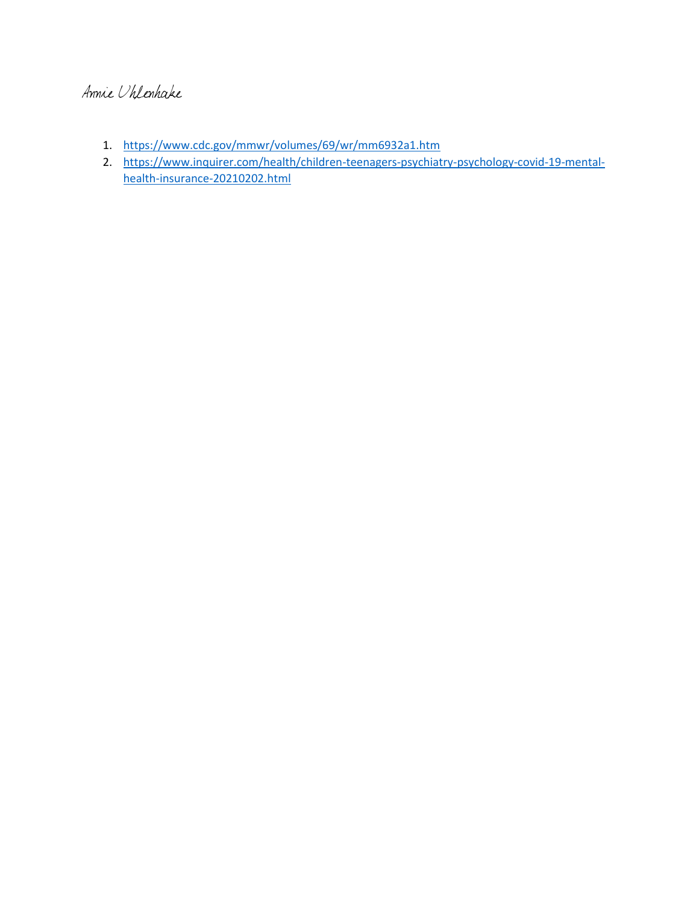Annie Uhlenhake

1. https://www.cdc.gov/mmwr/volumes/69/wr/mm6932a1.htm
2. https://www.inquirer.com/health/children-teenagers-psychiatry-psychology-covid-19-mental-health-insurance-20210202.html